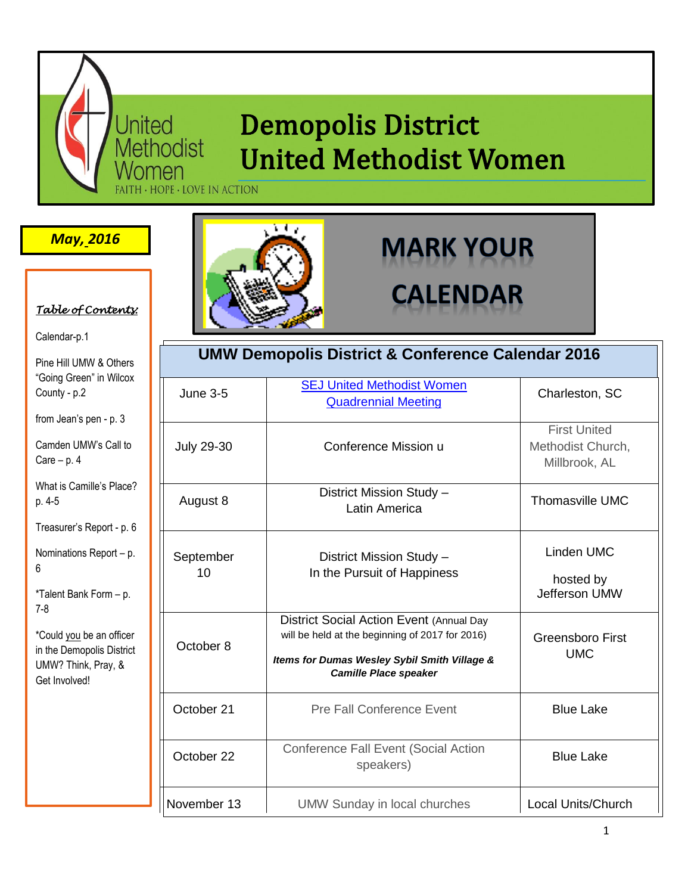United Methodist Women

FAITH · HOPE · LOVE IN ACTION

# Demopolis District United Methodist Women

**May, 2016**

*Table of Contents:*

Calendar-p.1

Pine Hill UMW & Others "Going Green" in Wilcox County - p.2

from Jean's pen - p. 3

Camden UMW's Call to Care – p. 4

What is Camille's Place? p. 4-5

Treasurer's Report - p. 6

Nominations Report – p. 6

*Talent Bank Form – p. 7-8

*Could you be an officer in the Demopolis District UMW? Think, Pray, & Get Involved!

## MARK YOUR CALENDAR

| UMW Demopolis District & Conference Calendar 2016 | | |
|---|---|---|
| June 3-5 | SEJ United Methodist Women Quadrennial Meeting | Charleston, SC |
| July 29-30 | Conference Mission u | First United Methodist Church, Millbrook, AL |
| August 8 | District Mission Study – Latin America | Thomasville UMC |
| September 10 | District Mission Study – In the Pursuit of Happiness | Linden UMC hosted by Jefferson UMW |
| October 8 | District Social Action Event (Annual Day will be held at the beginning of 2017 for 2016) ***Items for Dumas Wesley Sybil Smith Village & Camille Place speaker*** | Greensboro First UMC |
| October 21 | Pre Fall Conference Event | Blue Lake |
| October 22 | Conference Fall Event (Social Action speakers) | Blue Lake |
| November 13 | UMW Sunday in local churches | Local Units/Church |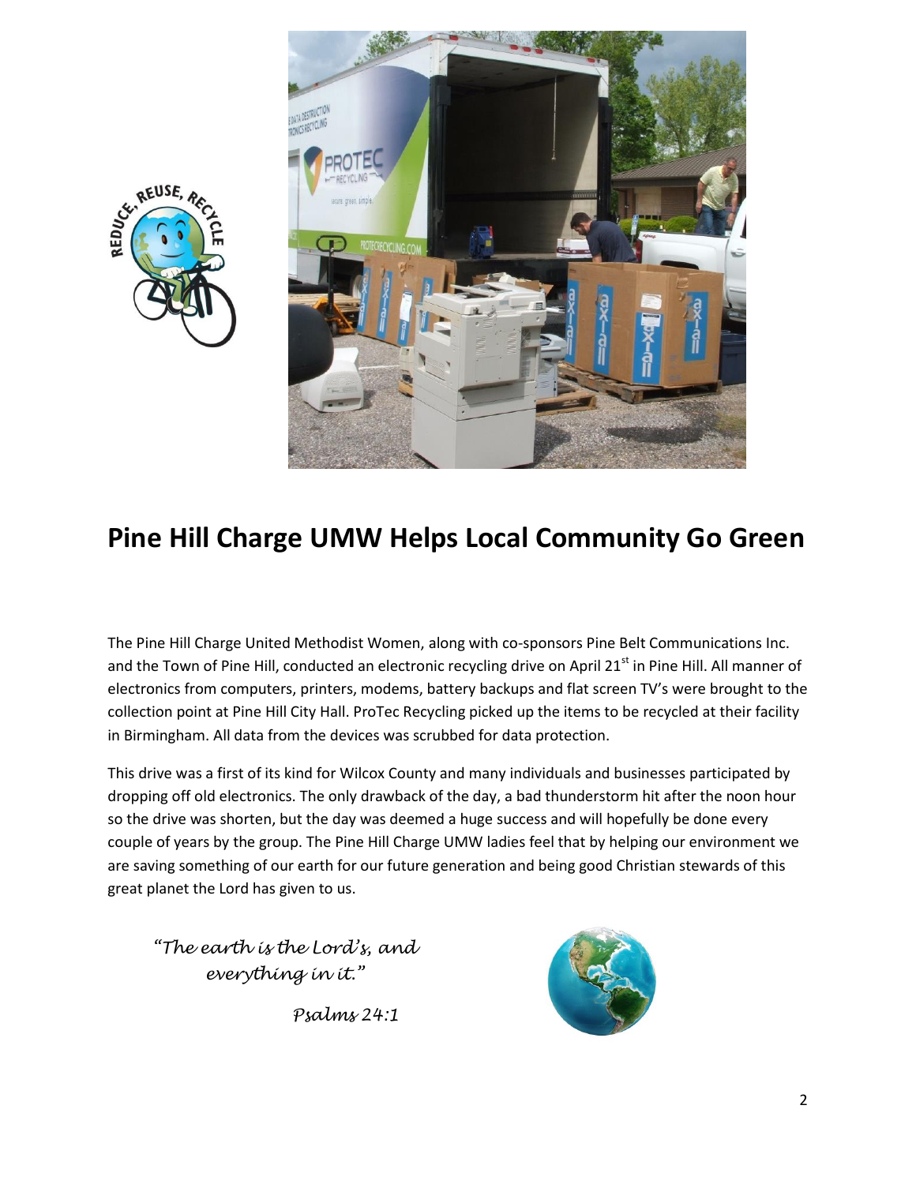# Pine Hill Charge UMW Helps Local Community Go Green

The Pine Hill Charge United Methodist Women, along with co-sponsors Pine Belt Communications Inc. and the Town of Pine Hill, conducted an electronic recycling drive on April 21st in Pine Hill. All manner of electronics from computers, printers, modems, battery backups and flat screen TV's were brought to the collection point at Pine Hill City Hall. ProTec Recycling picked up the items to be recycled at their facility in Birmingham. All data from the devices was scrubbed for data protection.

This drive was a first of its kind for Wilcox County and many individuals and businesses participated by dropping off old electronics. The only drawback of the day, a bad thunderstorm hit after the noon hour so the drive was shorten, but the day was deemed a huge success and will hopefully be done every couple of years by the group. The Pine Hill Charge UMW ladies feel that by helping our environment we are saving something of our earth for our future generation and being good Christian stewards of this great planet the Lord has given to us.

*"The earth is the Lord's, and everything in it."*

*Psalms 24:1*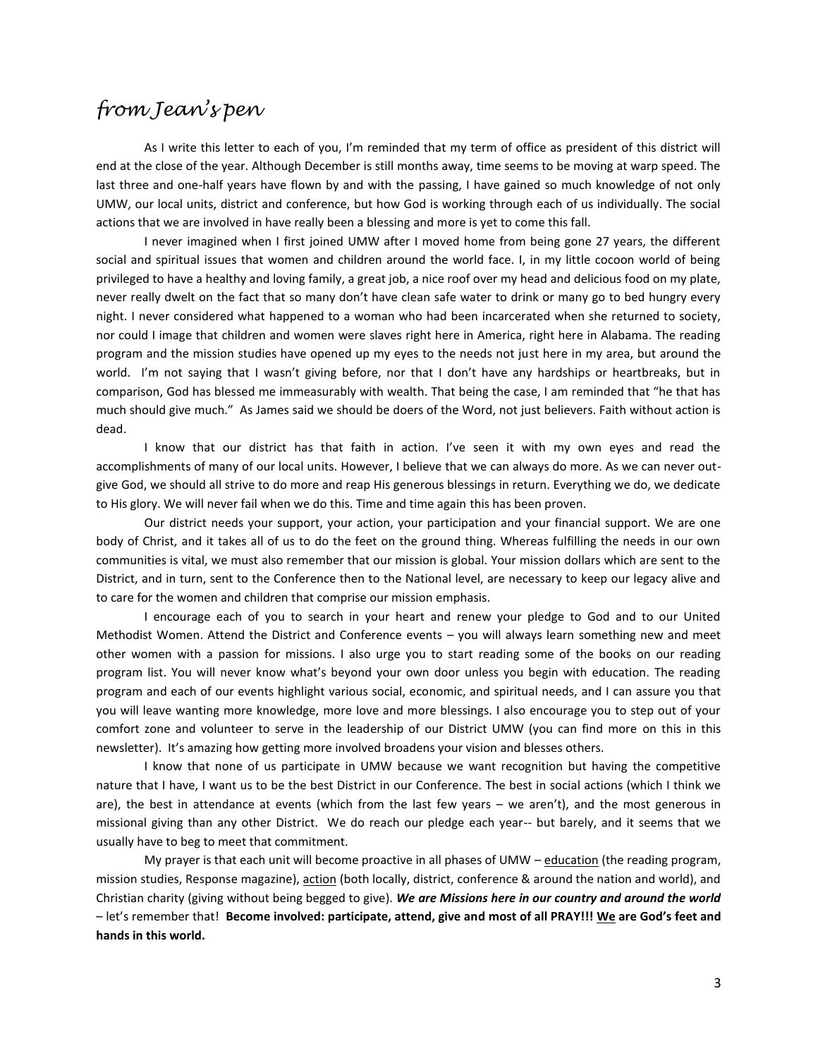# *from Jean's pen*

As I write this letter to each of you, I'm reminded that my term of office as president of this district will end at the close of the year. Although December is still months away, time seems to be moving at warp speed. The last three and one-half years have flown by and with the passing, I have gained so much knowledge of not only UMW, our local units, district and conference, but how God is working through each of us individually. The social actions that we are involved in have really been a blessing and more is yet to come this fall.

I never imagined when I first joined UMW after I moved home from being gone 27 years, the different social and spiritual issues that women and children around the world face. I, in my little cocoon world of being privileged to have a healthy and loving family, a great job, a nice roof over my head and delicious food on my plate, never really dwelt on the fact that so many don't have clean safe water to drink or many go to bed hungry every night. I never considered what happened to a woman who had been incarcerated when she returned to society, nor could I image that children and women were slaves right here in America, right here in Alabama. The reading program and the mission studies have opened up my eyes to the needs not just here in my area, but around the world. I'm not saying that I wasn't giving before, nor that I don't have any hardships or heartbreaks, but in comparison, God has blessed me immeasurably with wealth. That being the case, I am reminded that "he that has much should give much." As James said we should be doers of the Word, not just believers. Faith without action is dead.

I know that our district has that faith in action. I've seen it with my own eyes and read the accomplishments of many of our local units. However, I believe that we can always do more. As we can never out-give God, we should all strive to do more and reap His generous blessings in return. Everything we do, we dedicate to His glory. We will never fail when we do this. Time and time again this has been proven.

Our district needs your support, your action, your participation and your financial support. We are one body of Christ, and it takes all of us to do the feet on the ground thing. Whereas fulfilling the needs in our own communities is vital, we must also remember that our mission is global. Your mission dollars which are sent to the District, and in turn, sent to the Conference then to the National level, are necessary to keep our legacy alive and to care for the women and children that comprise our mission emphasis.

I encourage each of you to search in your heart and renew your pledge to God and to our United Methodist Women. Attend the District and Conference events – you will always learn something new and meet other women with a passion for missions. I also urge you to start reading some of the books on our reading program list. You will never know what's beyond your own door unless you begin with education. The reading program and each of our events highlight various social, economic, and spiritual needs, and I can assure you that you will leave wanting more knowledge, more love and more blessings. I also encourage you to step out of your comfort zone and volunteer to serve in the leadership of our District UMW (you can find more on this in this newsletter). It's amazing how getting more involved broadens your vision and blesses others.

I know that none of us participate in UMW because we want recognition but having the competitive nature that I have, I want us to be the best District in our Conference. The best in social actions (which I think we are), the best in attendance at events (which from the last few years – we aren't), and the most generous in missional giving than any other District. We do reach our pledge each year-- but barely, and it seems that we usually have to beg to meet that commitment.

My prayer is that each unit will become proactive in all phases of UMW – <u>education</u> (the reading program, mission studies, Response magazine), <u>action</u> (both locally, district, conference & around the nation and world), and Christian charity (giving without being begged to give). ***We are Missions here in our country and around the world*** – let's remember that! **Become involved: participate, attend, give and most of all PRAY!!! <u>We</u> are God's feet and hands in this world.**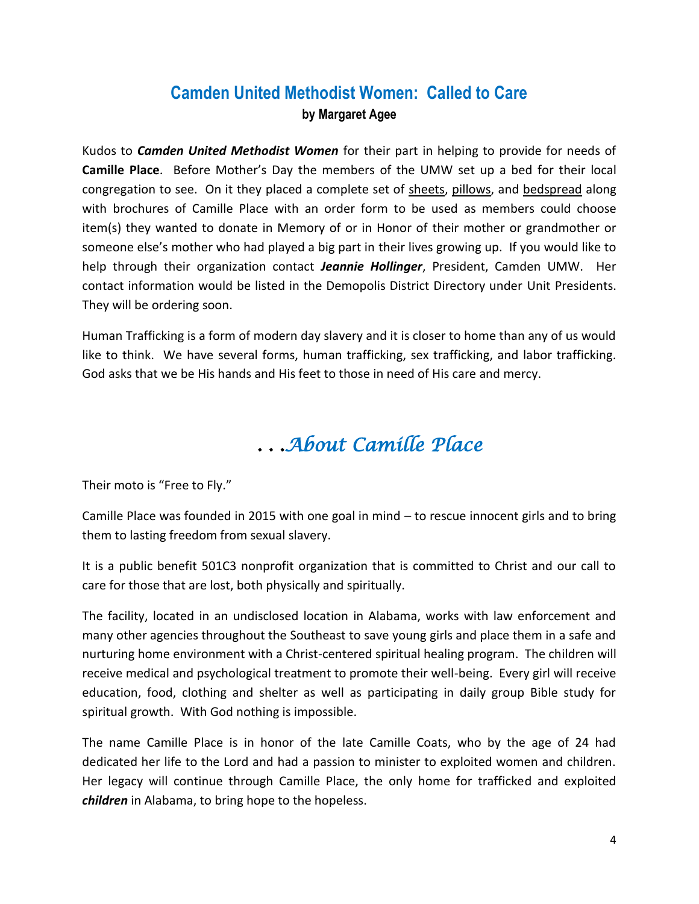## Camden United Methodist Women: Called to Care

**by Margaret Agee**

Kudos to ***Camden United Methodist Women*** for their part in helping to provide for needs of **Camille Place**. Before Mother's Day the members of the UMW set up a bed for their local congregation to see. On it they placed a complete set of sheets, pillows, and bedspread along with brochures of Camille Place with an order form to be used as members could choose item(s) they wanted to donate in Memory of or in Honor of their mother or grandmother or someone else's mother who had played a big part in their lives growing up. If you would like to help through their organization contact ***Jeannie Hollinger***, President, Camden UMW. Her contact information would be listed in the Demopolis District Directory under Unit Presidents. They will be ordering soon.

Human Trafficking is a form of modern day slavery and it is closer to home than any of us would like to think. We have several forms, human trafficking, sex trafficking, and labor trafficking. God asks that we be His hands and His feet to those in need of His care and mercy.

## . . .*About Camille Place*

Their moto is "Free to Fly."

Camille Place was founded in 2015 with one goal in mind – to rescue innocent girls and to bring them to lasting freedom from sexual slavery.

It is a public benefit 501C3 nonprofit organization that is committed to Christ and our call to care for those that are lost, both physically and spiritually.

The facility, located in an undisclosed location in Alabama, works with law enforcement and many other agencies throughout the Southeast to save young girls and place them in a safe and nurturing home environment with a Christ-centered spiritual healing program. The children will receive medical and psychological treatment to promote their well-being. Every girl will receive education, food, clothing and shelter as well as participating in daily group Bible study for spiritual growth. With God nothing is impossible.

The name Camille Place is in honor of the late Camille Coats, who by the age of 24 had dedicated her life to the Lord and had a passion to minister to exploited women and children. Her legacy will continue through Camille Place, the only home for trafficked and exploited ***children*** in Alabama, to bring hope to the hopeless.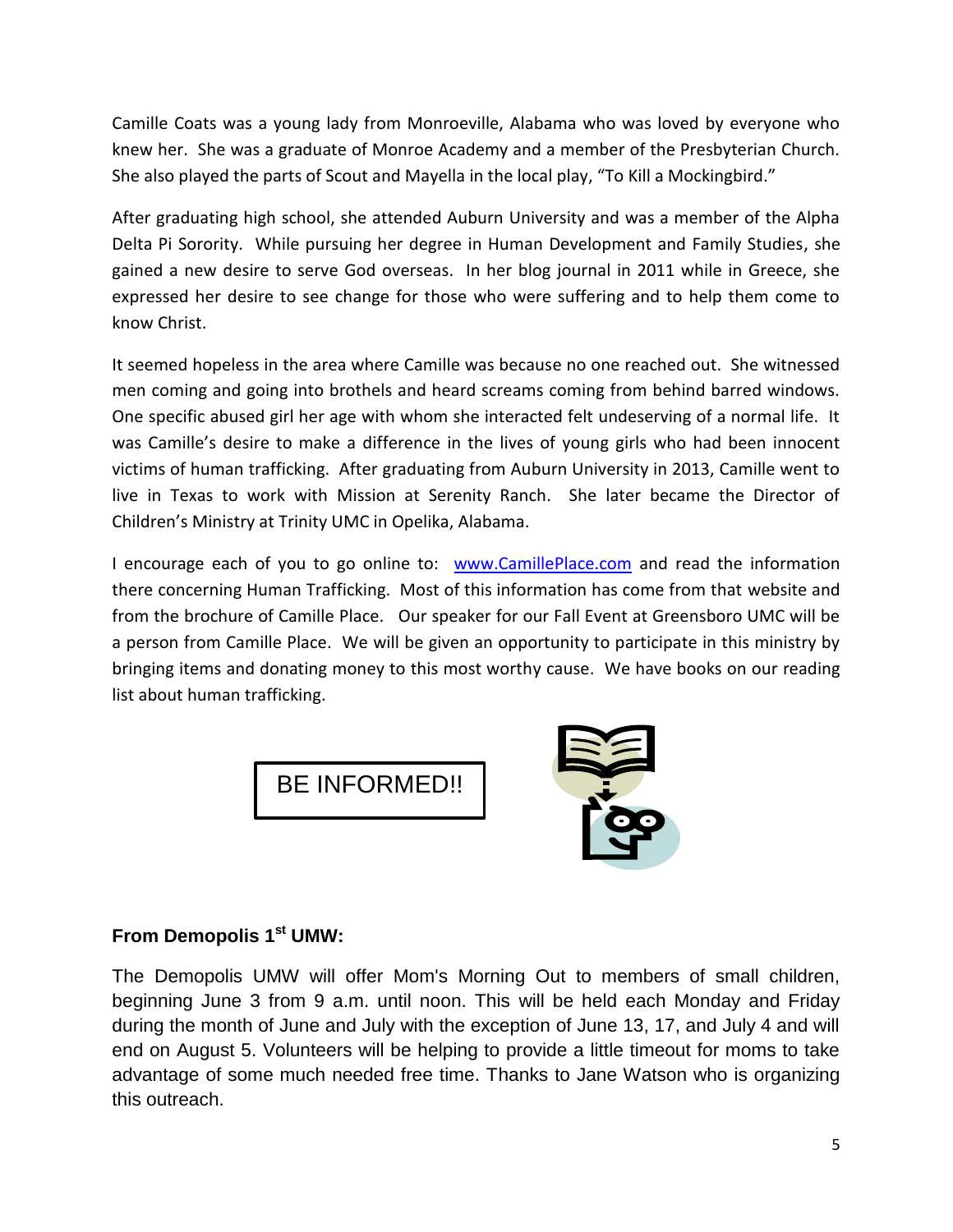Camille Coats was a young lady from Monroeville, Alabama who was loved by everyone who knew her. She was a graduate of Monroe Academy and a member of the Presbyterian Church. She also played the parts of Scout and Mayella in the local play, "To Kill a Mockingbird."

After graduating high school, she attended Auburn University and was a member of the Alpha Delta Pi Sorority. While pursuing her degree in Human Development and Family Studies, she gained a new desire to serve God overseas. In her blog journal in 2011 while in Greece, she expressed her desire to see change for those who were suffering and to help them come to know Christ.

It seemed hopeless in the area where Camille was because no one reached out. She witnessed men coming and going into brothels and heard screams coming from behind barred windows. One specific abused girl her age with whom she interacted felt undeserving of a normal life. It was Camille's desire to make a difference in the lives of young girls who had been innocent victims of human trafficking. After graduating from Auburn University in 2013, Camille went to live in Texas to work with Mission at Serenity Ranch. She later became the Director of Children's Ministry at Trinity UMC in Opelika, Alabama.

I encourage each of you to go online to: www.CamillePlace.com and read the information there concerning Human Trafficking. Most of this information has come from that website and from the brochure of Camille Place. Our speaker for our Fall Event at Greensboro UMC will be a person from Camille Place. We will be given an opportunity to participate in this ministry by bringing items and donating money to this most worthy cause. We have books on our reading list about human trafficking.

BE INFORMED!!

**From Demopolis 1st UMW:**

The Demopolis UMW will offer Mom's Morning Out to members of small children, beginning June 3 from 9 a.m. until noon. This will be held each Monday and Friday during the month of June and July with the exception of June 13, 17, and July 4 and will end on August 5. Volunteers will be helping to provide a little timeout for moms to take advantage of some much needed free time. Thanks to Jane Watson who is organizing this outreach.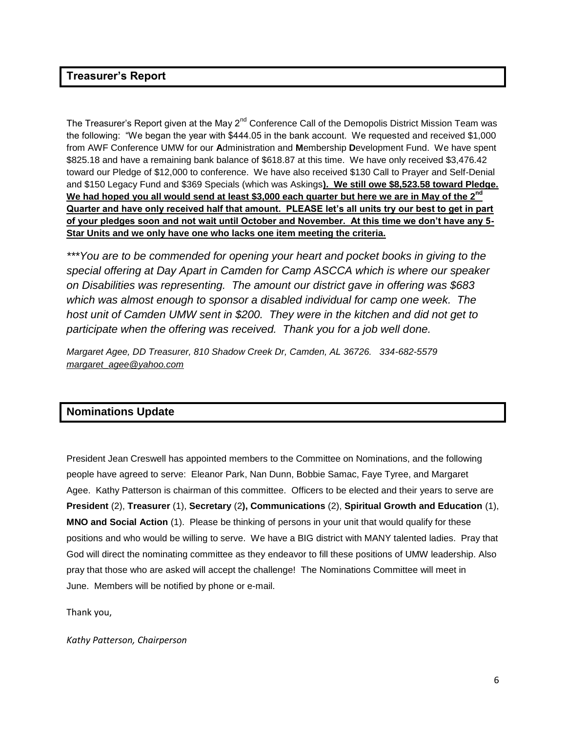## Treasurer's Report

The Treasurer's Report given at the May 2nd Conference Call of the Demopolis District Mission Team was the following: "We began the year with $444.05 in the bank account. We requested and received $1,000 from AWF Conference UMW for our **A**dministration and **M**embership **D**evelopment Fund. We have spent $825.18 and have a remaining bank balance of $618.87 at this time. We have only received $3,476.42 toward our Pledge of $12,000 to conference. We have also received $130 Call to Prayer and Self-Denial and $150 Legacy Fund and $369 Specials (which was Askings**). We still owe $8,523.58 toward Pledge. We had hoped you all would send at least $3,000 each quarter but here we are in May of the 2nd Quarter and have only received half that amount. PLEASE let's all units try our best to get in part of your pledges soon and not wait until October and November. At this time we don't have any 5-Star Units and we only have one who lacks one item meeting the criteria.**

*\*\*\*You are to be commended for opening your heart and pocket books in giving to the special offering at Day Apart in Camden for Camp ASCCA which is where our speaker on Disabilities was representing. The amount our district gave in offering was $683 which was almost enough to sponsor a disabled individual for camp one week. The host unit of Camden UMW sent in $200. They were in the kitchen and did not get to participate when the offering was received. Thank you for a job well done.*

*Margaret Agee, DD Treasurer, 810 Shadow Creek Dr, Camden, AL 36726. 334-682-5579 margaret_agee@yahoo.com*

## Nominations Update

President Jean Creswell has appointed members to the Committee on Nominations, and the following people have agreed to serve: Eleanor Park, Nan Dunn, Bobbie Samac, Faye Tyree, and Margaret Agee. Kathy Patterson is chairman of this committee. Officers to be elected and their years to serve are **President** (2), **Treasurer** (1), **Secretary** (2**), Communications** (2), **Spiritual Growth and Education** (1), **MNO and Social Action** (1). Please be thinking of persons in your unit that would qualify for these positions and who would be willing to serve. We have a BIG district with MANY talented ladies. Pray that God will direct the nominating committee as they endeavor to fill these positions of UMW leadership. Also pray that those who are asked will accept the challenge! The Nominations Committee will meet in June. Members will be notified by phone or e-mail.

Thank you,

*Kathy Patterson, Chairperson*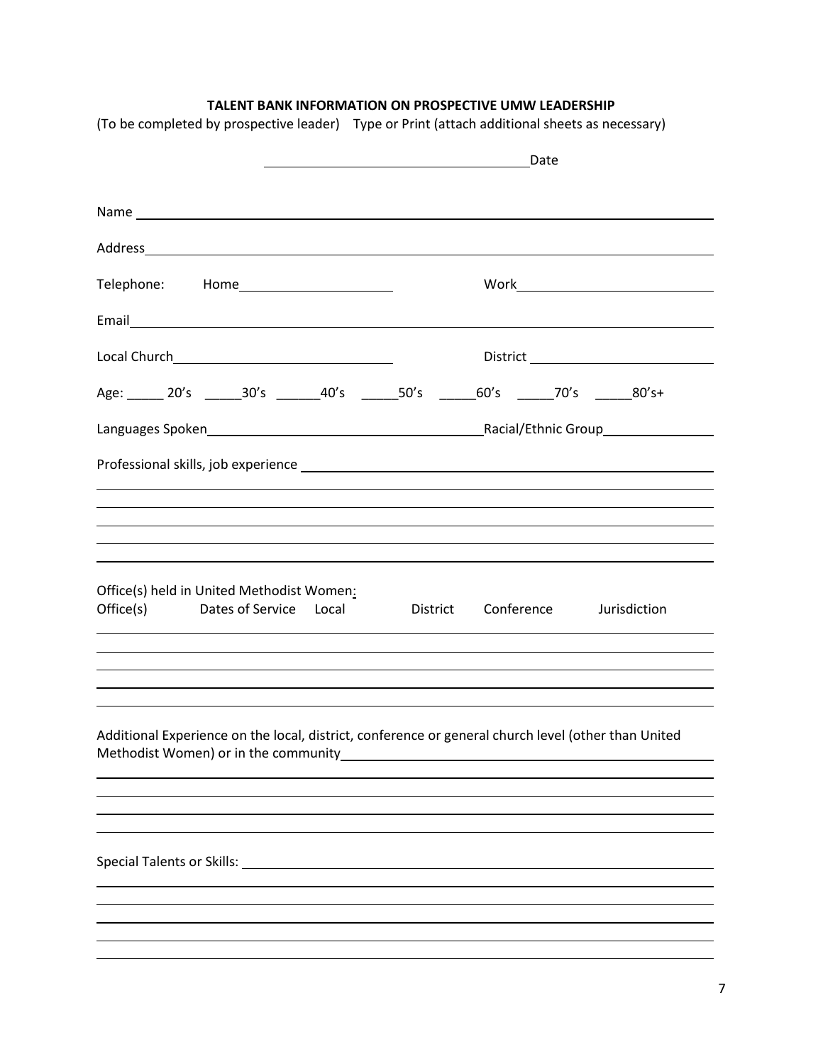**TALENT BANK INFORMATION ON PROSPECTIVE UMW LEADERSHIP**

(To be completed by prospective leader) Type or Print (attach additional sheets as necessary)

____________________________________ Date

Name ______________________________________________________________________

Address____________________________________________________________________

Telephone: Home_____________________ Work___________________________

Email______________________________________________________________________

Local Church______________________________ District __________________________

Age: _____ 20's _____30's ______40's _____50's _____60's _____70's _____80's+

Languages Spoken______________________________________Racial/Ethnic Group________________

Professional skills, job experience ____________________________________________________

_________________________________________________________________________

_________________________________________________________________________

_________________________________________________________________________

_________________________________________________________________________

_________________________________________________________________________

Office(s) held in United Methodist Women:

| Office(s) | Dates of Service | Local | District | Conference | Jurisdiction |
|---|---|---|---|---|---|
| | | | | | |
| | | | | | |
| | | | | | |
| | | | | | |
| | | | | | |

Additional Experience on the local, district, conference or general church level (other than United Methodist Women) or in the community_____________________________________________

_________________________________________________________________________

_________________________________________________________________________

_________________________________________________________________________

_________________________________________________________________________

Special Talents or Skills: ___________________________________________________________

_________________________________________________________________________

_________________________________________________________________________

_________________________________________________________________________

_________________________________________________________________________

_________________________________________________________________________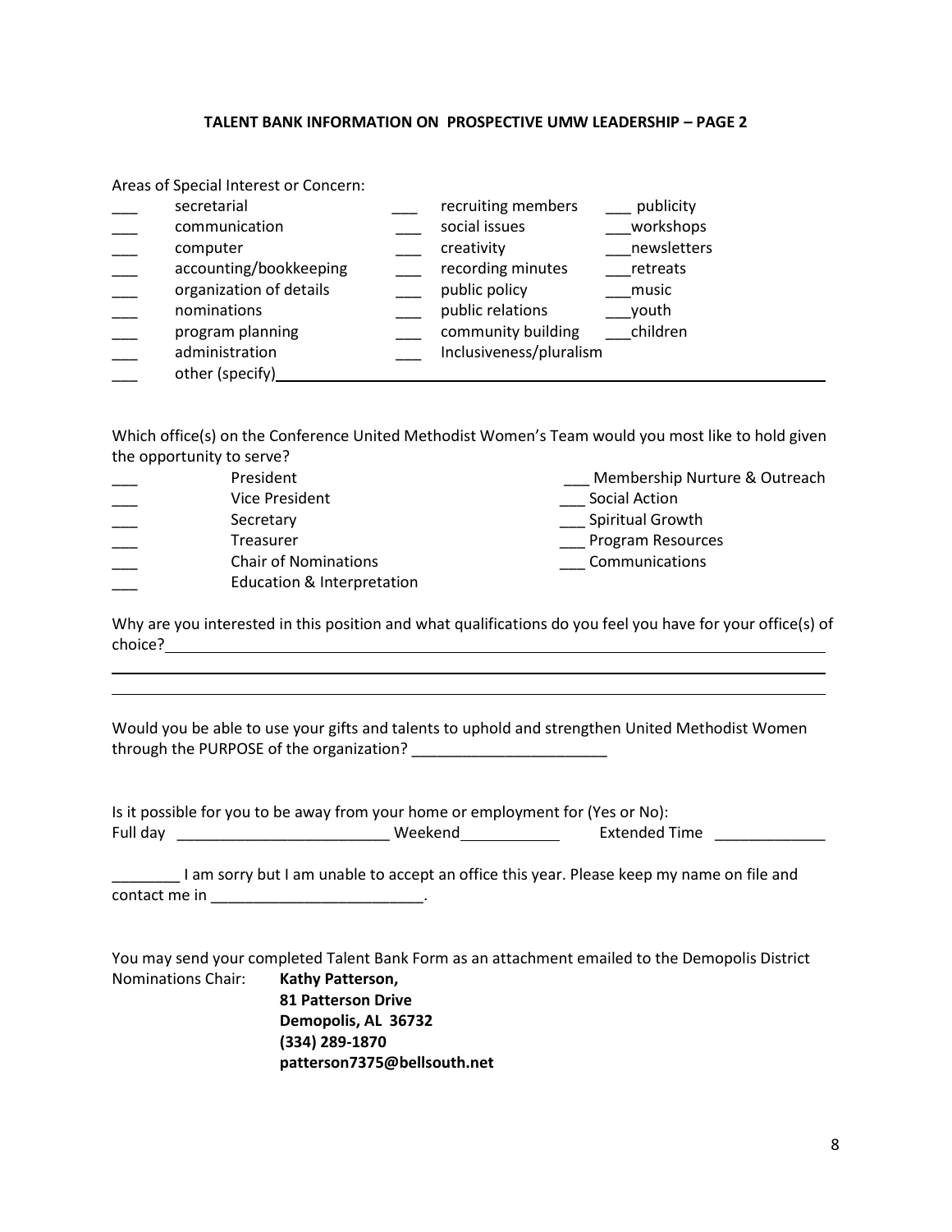**TALENT BANK INFORMATION ON PROSPECTIVE UMW LEADERSHIP – PAGE 2**

Areas of Special Interest or Concern:

___ secretarial
___ communication
___ computer
___ accounting/bookkeeping
___ organization of details
___ nominations
___ program planning
___ administration
___ other (specify)________________________________________________

___ recruiting members
___ social issues
___ creativity
___ recording minutes
___ public policy
___ public relations
___ community building
___ Inclusiveness/pluralism

___ publicity
___workshops
___newsletters
___retreats
___music
___youth
___children

Which office(s) on the Conference United Methodist Women's Team would you most like to hold given the opportunity to serve?

___ President
___ Vice President
___ Secretary
___ Treasurer
___ Chair of Nominations
___ Education & Interpretation

___ Membership Nurture & Outreach
___ Social Action
___ Spiritual Growth
___ Program Resources
___ Communications

Why are you interested in this position and what qualifications do you feel you have for your office(s) of choice?________________________________________________________________________

________________________________________________________________________________

________________________________________________________________________________

Would you be able to use your gifts and talents to uphold and strengthen United Methodist Women through the PURPOSE of the organization? _______________________

Is it possible for you to be away from your home or employment for (Yes or No):
Full day _________________________ Weekend___________ Extended Time _____________

________ I am sorry but I am unable to accept an office this year. Please keep my name on file and contact me in _________________________.

You may send your completed Talent Bank Form as an attachment emailed to the Demopolis District Nominations Chair: **Kathy Patterson,**
**81 Patterson Drive**
**Demopolis, AL 36732**
**(334) 289-1870**
**patterson7375@bellsouth.net**